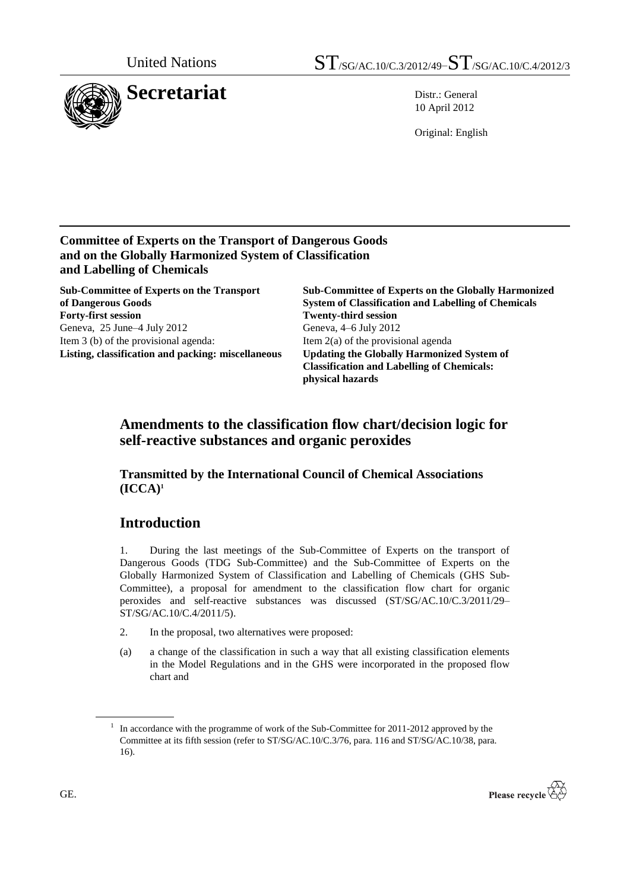United Nations | ST/SG/AC.10/C.3/2012/49–ST/SG/AC.10/C.4/2012/3

**Secretariat**

Distr.: General
10 April 2012

Original: English

**Committee of Experts on the Transport of Dangerous Goods and on the Globally Harmonized System of Classification and Labelling of Chemicals**

**Sub-Committee of Experts on the Transport of Dangerous Goods**
**Forty-first session**
Geneva, 25 June–4 July 2012
Item 3 (b) of the provisional agenda:
**Listing, classification and packing: miscellaneous**

**Sub-Committee of Experts on the Globally Harmonized System of Classification and Labelling of Chemicals**
**Twenty-third session**
Geneva, 4–6 July 2012
Item 2(a) of the provisional agenda
**Updating the Globally Harmonized System of Classification and Labelling of Chemicals: physical hazards**

## Amendments to the classification flow chart/decision logic for self-reactive substances and organic peroxides

### Transmitted by the International Council of Chemical Associations (ICCA)[1]

## Introduction

1. During the last meetings of the Sub-Committee of Experts on the transport of Dangerous Goods (TDG Sub-Committee) and the Sub-Committee of Experts on the Globally Harmonized System of Classification and Labelling of Chemicals (GHS Sub-Committee), a proposal for amendment to the classification flow chart for organic peroxides and self-reactive substances was discussed (ST/SG/AC.10/C.3/2011/29–ST/SG/AC.10/C.4/2011/5).

2. In the proposal, two alternatives were proposed:

(a) a change of the classification in such a way that all existing classification elements in the Model Regulations and in the GHS were incorporated in the proposed flow chart and

[1] In accordance with the programme of work of the Sub-Committee for 2011-2012 approved by the Committee at its fifth session (refer to ST/SG/AC.10/C.3/76, para. 116 and ST/SG/AC.10/38, para. 16).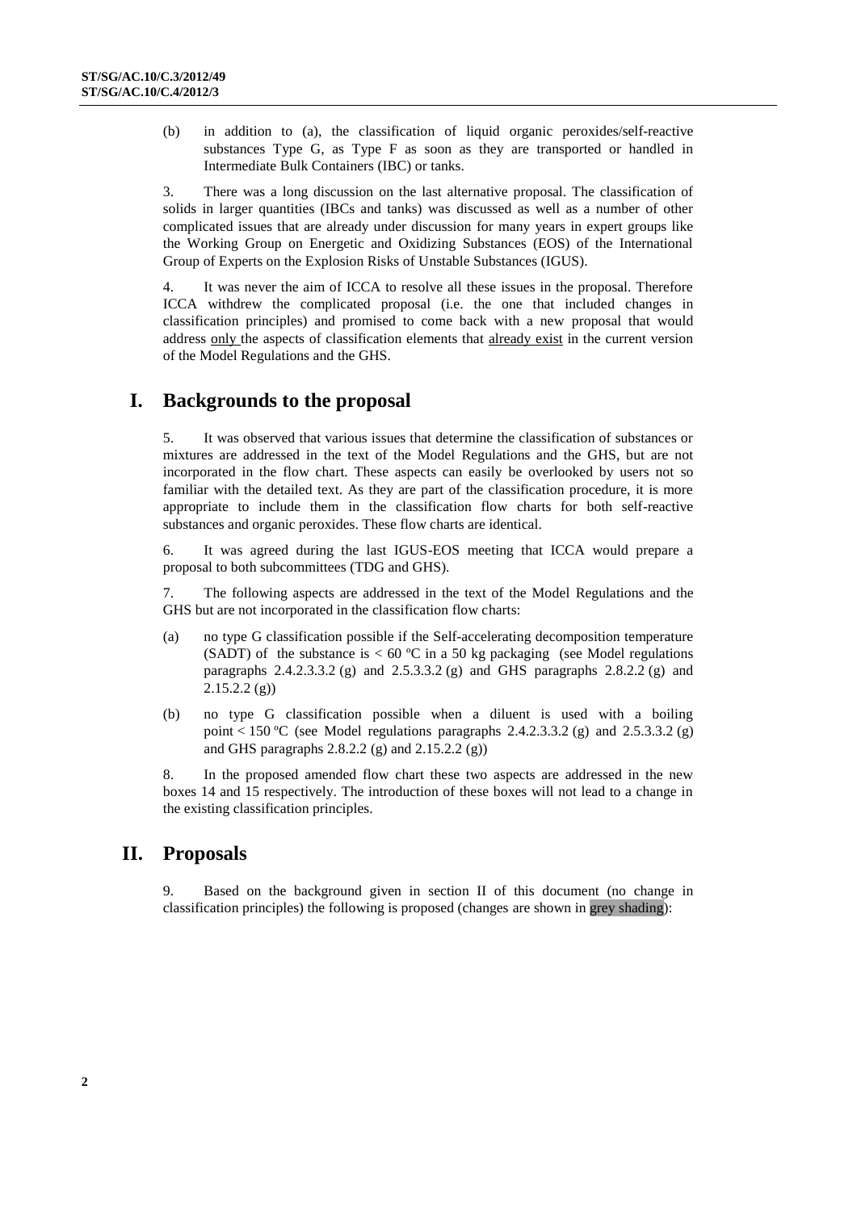(b) in addition to (a), the classification of liquid organic peroxides/self-reactive substances Type G, as Type F as soon as they are transported or handled in Intermediate Bulk Containers (IBC) or tanks.

3. There was a long discussion on the last alternative proposal. The classification of solids in larger quantities (IBCs and tanks) was discussed as well as a number of other complicated issues that are already under discussion for many years in expert groups like the Working Group on Energetic and Oxidizing Substances (EOS) of the International Group of Experts on the Explosion Risks of Unstable Substances (IGUS).

4. It was never the aim of ICCA to resolve all these issues in the proposal. Therefore ICCA withdrew the complicated proposal (i.e. the one that included changes in classification principles) and promised to come back with a new proposal that would address only the aspects of classification elements that already exist in the current version of the Model Regulations and the GHS.

## I. Backgrounds to the proposal

5. It was observed that various issues that determine the classification of substances or mixtures are addressed in the text of the Model Regulations and the GHS, but are not incorporated in the flow chart. These aspects can easily be overlooked by users not so familiar with the detailed text. As they are part of the classification procedure, it is more appropriate to include them in the classification flow charts for both self-reactive substances and organic peroxides. These flow charts are identical.

6. It was agreed during the last IGUS-EOS meeting that ICCA would prepare a proposal to both subcommittees (TDG and GHS).

7. The following aspects are addressed in the text of the Model Regulations and the GHS but are not incorporated in the classification flow charts:

(a) no type G classification possible if the Self-accelerating decomposition temperature (SADT) of the substance is < 60 ºC in a 50 kg packaging (see Model regulations paragraphs 2.4.2.3.3.2 (g) and 2.5.3.3.2 (g) and GHS paragraphs 2.8.2.2 (g) and 2.15.2.2 (g))

(b) no type G classification possible when a diluent is used with a boiling point < 150 ºC (see Model regulations paragraphs 2.4.2.3.3.2 (g) and 2.5.3.3.2 (g) and GHS paragraphs 2.8.2.2 (g) and 2.15.2.2 (g))

8. In the proposed amended flow chart these two aspects are addressed in the new boxes 14 and 15 respectively. The introduction of these boxes will not lead to a change in the existing classification principles.

## II. Proposals

9. Based on the background given in section II of this document (no change in classification principles) the following is proposed (changes are shown in grey shading):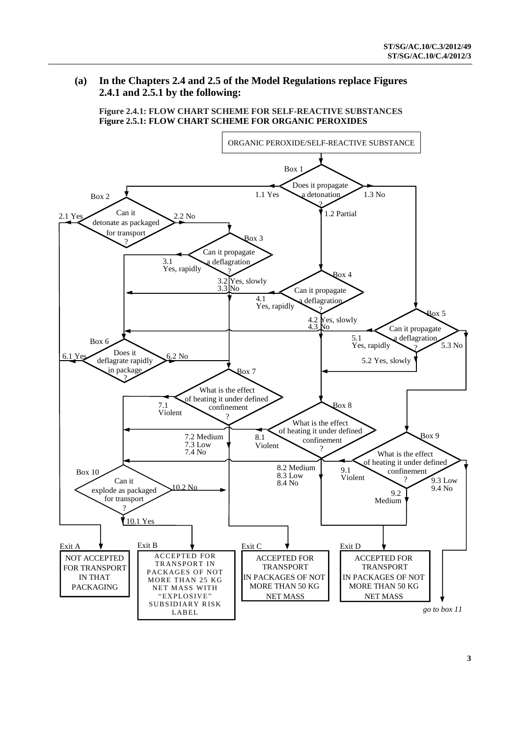## (a) In the Chapters 2.4 and 2.5 of the Model Regulations replace Figures 2.4.1 and 2.5.1 by the following:

**Figure 2.4.1: FLOW CHART SCHEME FOR SELF-REACTIVE SUBSTANCES**
**Figure 2.5.1: FLOW CHART SCHEME FOR ORGANIC PEROXIDES**

ORGANIC PEROXIDE/SELF-REACTIVE SUBSTANCE

**Box 1** Does it propagate a detonation?
- 1.1 Yes → Box 2
- 1.2 Partial → Box 4
- 1.3 No → Box 5

**Box 2** Can it detonate as packaged for transport?
- 2.1 Yes → Exit A
- 2.2 No → Box 3

**Box 3** Can it propagate a deflagration?
- 3.1 Yes, rapidly → Box 6
- 3.2 Yes, slowly → Box 7
- 3.3 No → Box 7

**Box 4** Can it propagate a deflagration?
- 4.1 Yes, rapidly → Box 7
- 4.2 Yes, slowly → Box 8
- 4.3 No → Box 8

**Box 5** Can it propagate a deflagration?
- 5.1 Yes, rapidly → Box 6
- 5.2 Yes, slowly → Box 8
- 5.3 No → Box 9

**Box 6** Does it deflagrate rapidly in package?
- 6.1 Yes → Exit A
- 6.2 No → Box 7

**Box 7** What is the effect of heating it under defined confinement?
- 7.1 Violent → Box 10
- 7.2 Medium → Exit C
- 7.3 Low → Exit C
- 7.4 No → Exit C

**Box 8** What is the effect of heating it under defined confinement?
- 8.1 Violent → Box 10
- 8.2 Medium → Exit D
- 8.3 Low → Exit D
- 8.4 No → Exit D

**Box 9** What is the effect of heating it under defined confinement?
- 9.1 Violent → Box 10
- 9.2 Medium → Exit D
- 9.3 Low → go to box 11
- 9.4 No → go to box 11

**Box 10** Can it explode as packaged for transport?
- 10.1 Yes → Exit B
- 10.2 No → Exit C

**Exit A** NOT ACCEPTED FOR TRANSPORT IN THAT PACKAGING

**Exit B** ACCEPTED FOR TRANSPORT IN PACKAGES OF NOT MORE THAN 25 KG NET MASS WITH "EXPLOSIVE" SUBSIDIARY RISK LABEL

**Exit C** ACCEPTED FOR TRANSPORT IN PACKAGES OF NOT MORE THAN 50 KG NET MASS

**Exit D** ACCEPTED FOR TRANSPORT IN PACKAGES OF NOT MORE THAN 50 KG NET MASS

*go to box 11*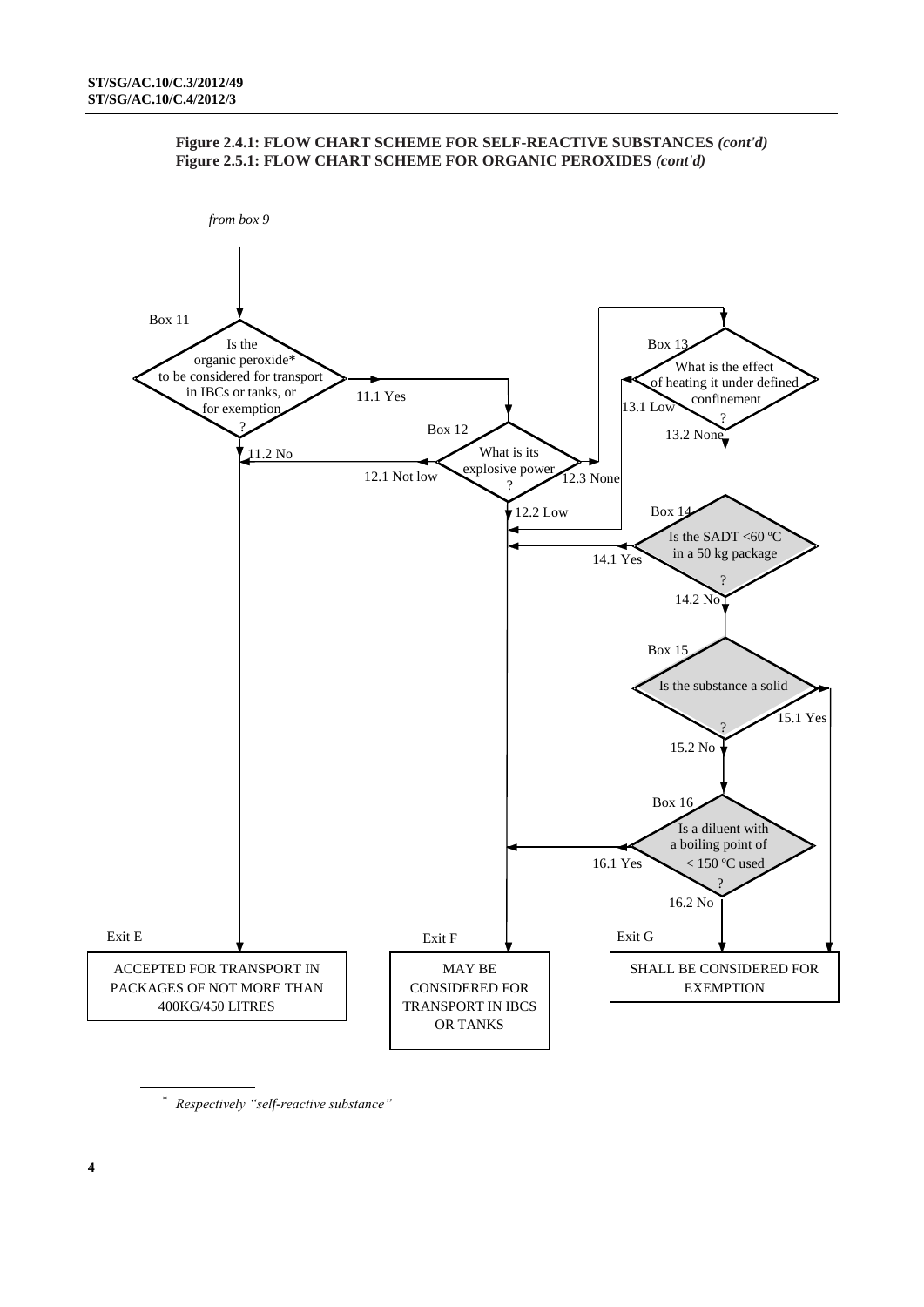**Figure 2.4.1: FLOW CHART SCHEME FOR SELF-REACTIVE SUBSTANCES *(cont'd)***
**Figure 2.5.1: FLOW CHART SCHEME FOR ORGANIC PEROXIDES *(cont'd)***

*from box 9*

**Box 11**
Is the organic peroxide* to be considered for transport in IBCs or tanks, or for exemption ?
- 11.1 Yes → Box 12
- 11.2 No → Exit E

**Box 12**
What is its explosive power ?
- 12.1 Not low → Exit E
- 12.2 Low → Exit F
- 12.3 None → Box 13

**Box 13**
What is the effect of heating it under defined confinement ?
- 13.1 Low → Exit F
- 13.2 None → Box 14

**Box 14**
Is the SADT <60 ºC in a 50 kg package ?
- 14.1 Yes → Exit F
- 14.2 No → Box 15

**Box 15**
Is the substance a solid ?
- 15.1 Yes → Exit G
- 15.2 No → Box 16

**Box 16**
Is a diluent with a boiling point of < 150 ºC used ?
- 16.1 Yes → Exit F
- 16.2 No → Exit G

**Exit E**
ACCEPTED FOR TRANSPORT IN PACKAGES OF NOT MORE THAN 400KG/450 LITRES

**Exit F**
MAY BE CONSIDERED FOR TRANSPORT IN IBCS OR TANKS

**Exit G**
SHALL BE CONSIDERED FOR EXEMPTION

---

\* *Respectively "self-reactive substance"*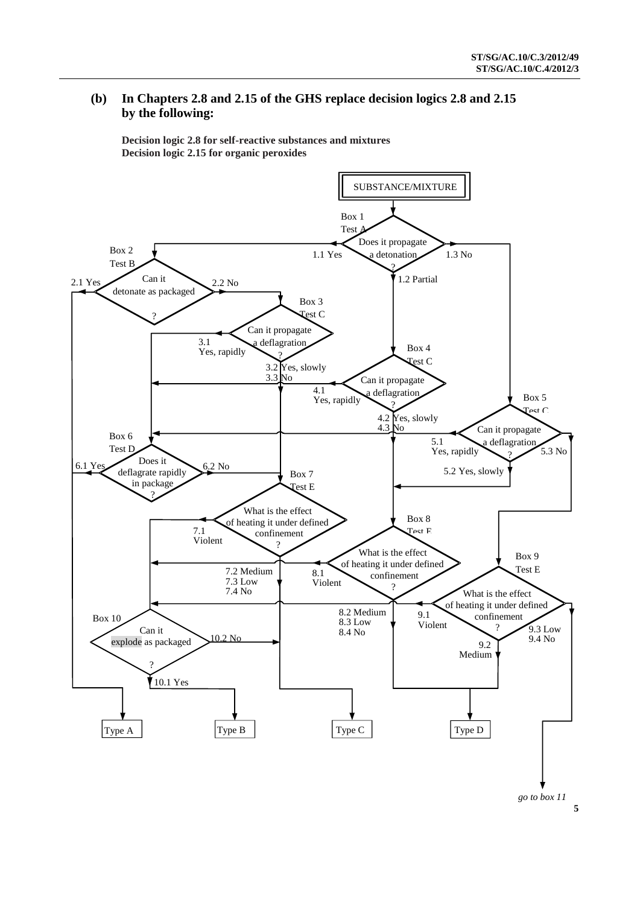## (b) In Chapters 2.8 and 2.15 of the GHS replace decision logics 2.8 and 2.15 by the following:

**Decision logic 2.8 for self-reactive substances and mixtures**
**Decision logic 2.15 for organic peroxides**

SUBSTANCE/MIXTURE

Box 1
Test A
Does it propagate a detonation?
1.1 Yes
1.2 Partial
1.3 No

Box 2
Test B
Can it detonate as packaged?
2.1 Yes
2.2 No

Box 3
Test C
Can it propagate a deflagration?
3.1 Yes, rapidly
3.2 Yes, slowly
3.3 No

Box 4
Test C
Can it propagate a deflagration?
4.1 Yes, rapidly
4.2 Yes, slowly
4.3 No

Box 5
Test C
Can it propagate a deflagration?
5.1 Yes, rapidly
5.2 Yes, slowly
5.3 No

Box 6
Test D
Does it deflagrate rapidly in package?
6.1 Yes
6.2 No

Box 7
Test E
What is the effect of heating it under defined confinement?
7.1 Violent
7.2 Medium
7.3 Low
7.4 No

Box 8
Test E
What is the effect of heating it under defined confinement?
8.1 Violent
8.2 Medium
8.3 Low
8.4 No

Box 9
Test E
What is the effect of heating it under defined confinement?
9.1 Violent
9.2 Medium
9.3 Low
9.4 No

Box 10
Can it explode as packaged?
10.1 Yes
10.2 No

Type A

Type B

Type C

Type D

*go to box 11*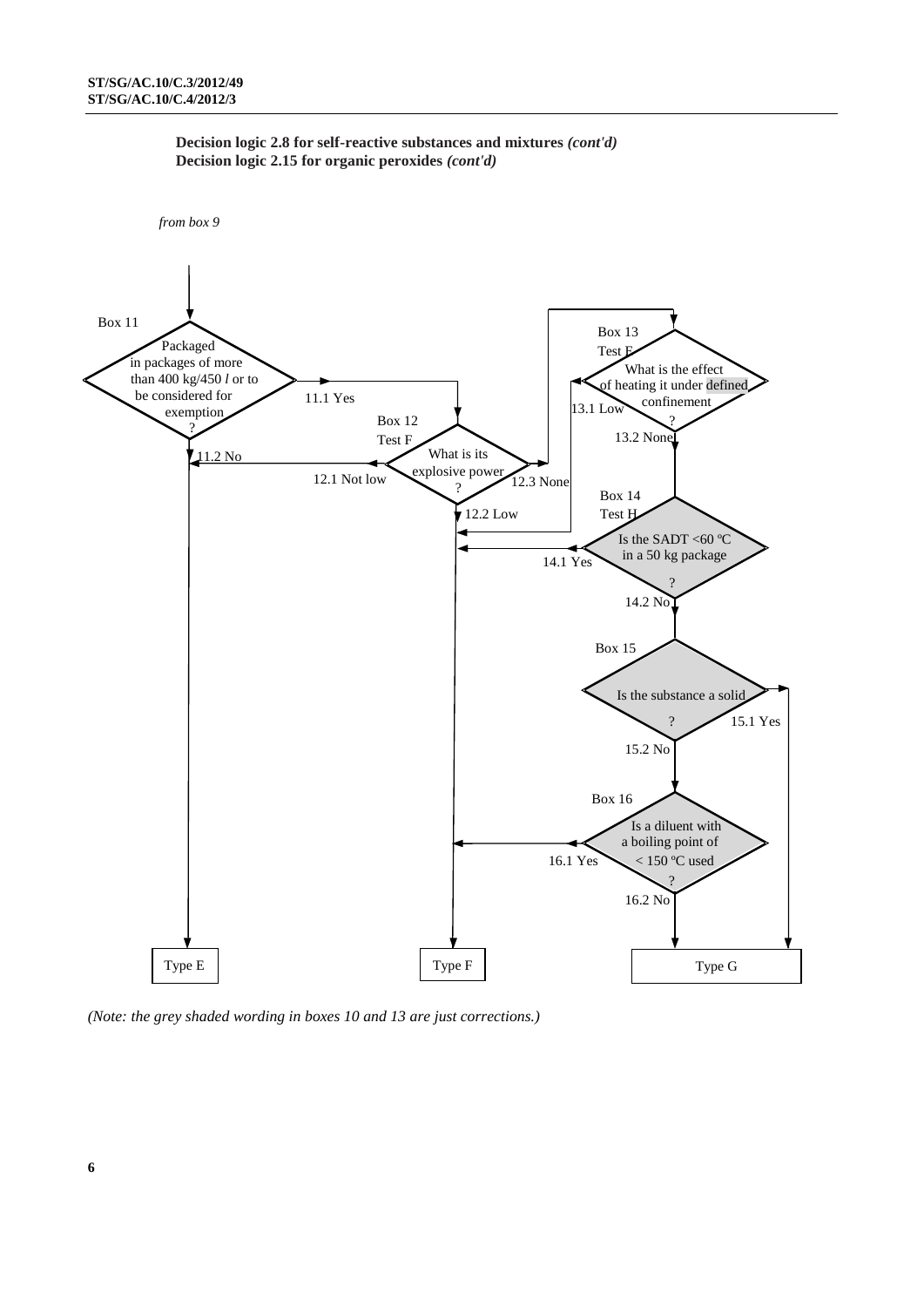**Decision logic 2.8 for self-reactive substances and mixtures *(cont'd)***
**Decision logic 2.15 for organic peroxides *(cont'd)***

*from box 9*

Box 11
Packaged in packages of more than 400 kg/450 *l* or to be considered for exemption ?

11.1 Yes
11.2 No

Box 12
Test F
What is its explosive power ?

12.1 Not low
12.2 Low
12.3 None

Box 13
Test E
What is the effect of heating it under defined confinement ?

13.1 Low
13.2 None

Box 14
Test H
Is the SADT <60 ºC in a 50 kg package ?

14.1 Yes
14.2 No

Box 15
Is the substance a solid ?

15.1 Yes
15.2 No

Box 16
Is a diluent with a boiling point of < 150 ºC used ?

16.1 Yes
16.2 No

Type E

Type F

Type G

*(Note: the grey shaded wording in boxes 10 and 13 are just corrections.)*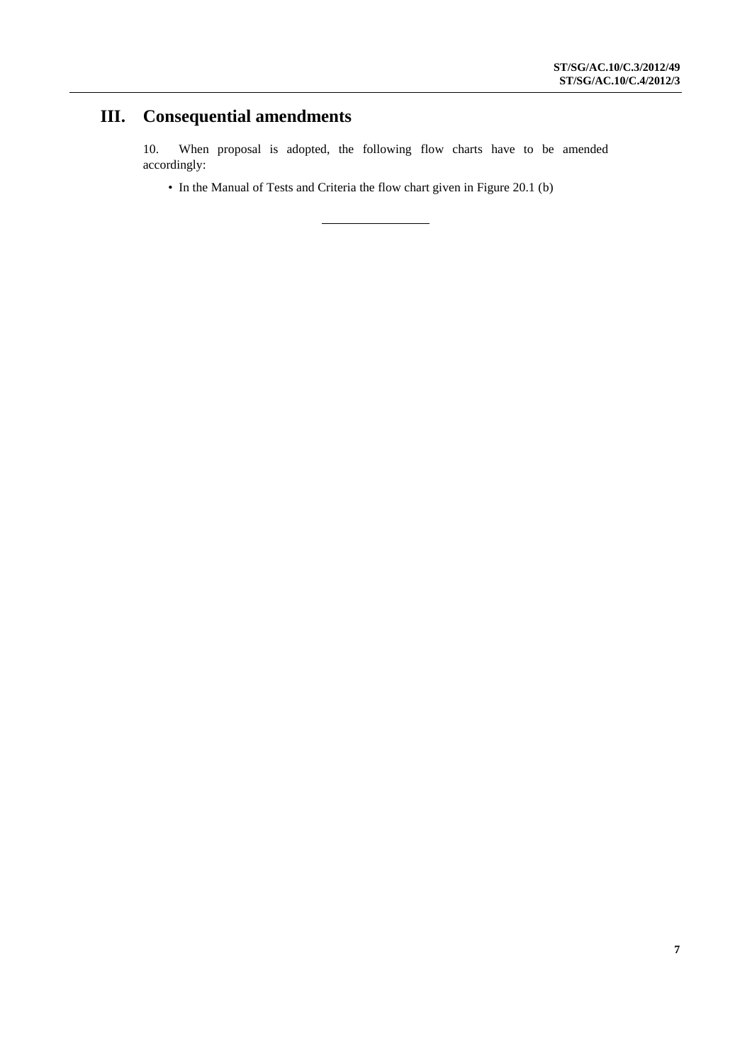# III. Consequential amendments

10. When proposal is adopted, the following flow charts have to be amended accordingly:

- In the Manual of Tests and Criteria the flow chart given in Figure 20.1 (b)